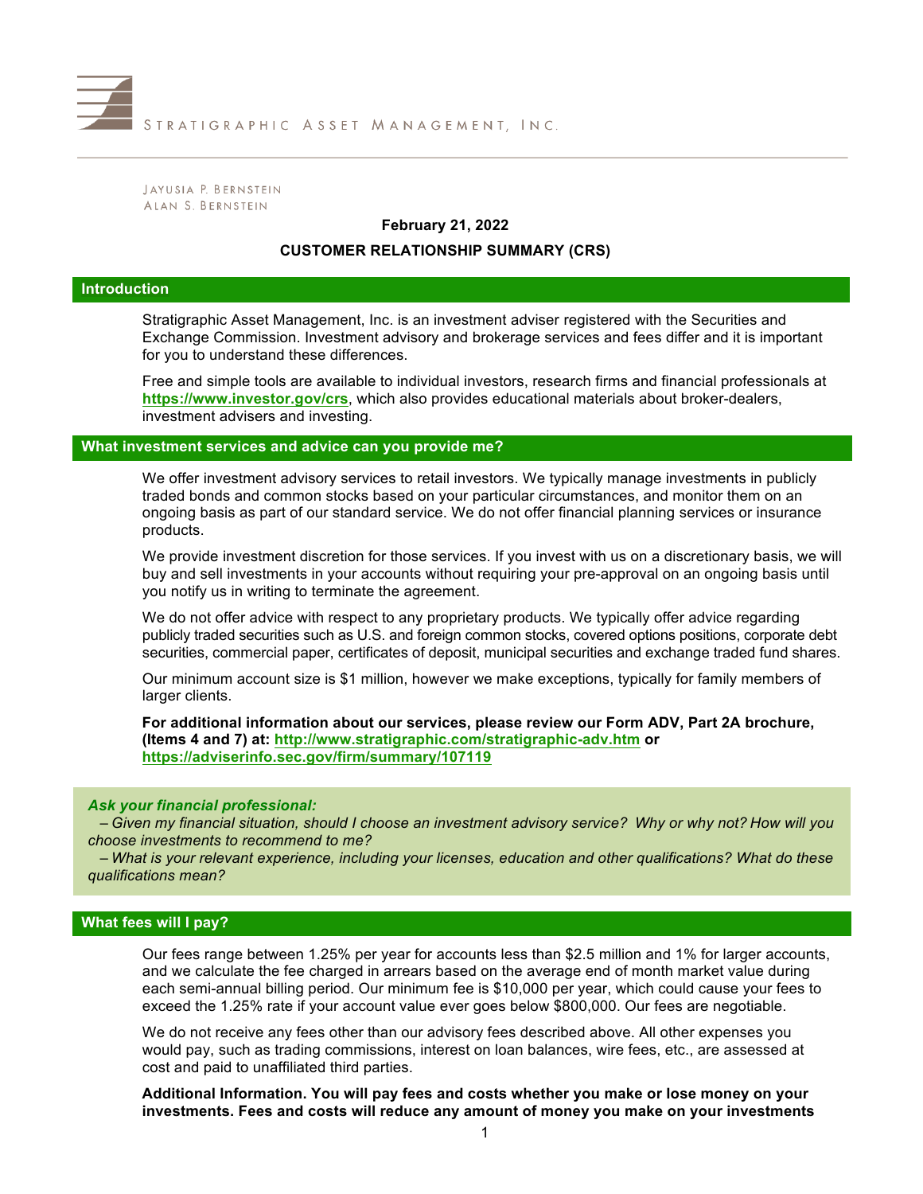STRATIGRAPHIC ASSET MANAGEMENT, INC.

JAYUSIA P. BERNSTEIN
ALAN S. BERNSTEIN

**February 21, 2022**

# CUSTOMER RELATIONSHIP SUMMARY (CRS)

## Introduction

Stratigraphic Asset Management, Inc. is an investment adviser registered with the Securities and Exchange Commission. Investment advisory and brokerage services and fees differ and it is important for you to understand these differences.

Free and simple tools are available to individual investors, research firms and financial professionals at **https://www.investor.gov/crs**, which also provides educational materials about broker-dealers, investment advisers and investing.

## What investment services and advice can you provide me?

We offer investment advisory services to retail investors. We typically manage investments in publicly traded bonds and common stocks based on your particular circumstances, and monitor them on an ongoing basis as part of our standard service. We do not offer financial planning services or insurance products.

We provide investment discretion for those services. If you invest with us on a discretionary basis, we will buy and sell investments in your accounts without requiring your pre-approval on an ongoing basis until you notify us in writing to terminate the agreement.

We do not offer advice with respect to any proprietary products. We typically offer advice regarding publicly traded securities such as U.S. and foreign common stocks, covered options positions, corporate debt securities, commercial paper, certificates of deposit, municipal securities and exchange traded fund shares.

Our minimum account size is $1 million, however we make exceptions, typically for family members of larger clients.

**For additional information about our services, please review our Form ADV, Part 2A brochure, (Items 4 and 7) at: http://www.stratigraphic.com/stratigraphic-adv.htm or https://adviserinfo.sec.gov/firm/summary/107119**

***Ask your financial professional:***
*– Given my financial situation, should I choose an investment advisory service? Why or why not? How will you choose investments to recommend to me?*
*– What is your relevant experience, including your licenses, education and other qualifications? What do these qualifications mean?*

## What fees will I pay?

Our fees range between 1.25% per year for accounts less than $2.5 million and 1% for larger accounts, and we calculate the fee charged in arrears based on the average end of month market value during each semi-annual billing period. Our minimum fee is $10,000 per year, which could cause your fees to exceed the 1.25% rate if your account value ever goes below $800,000. Our fees are negotiable.

We do not receive any fees other than our advisory fees described above. All other expenses you would pay, such as trading commissions, interest on loan balances, wire fees, etc., are assessed at cost and paid to unaffiliated third parties.

**Additional Information. You will pay fees and costs whether you make or lose money on your investments. Fees and costs will reduce any amount of money you make on your investments**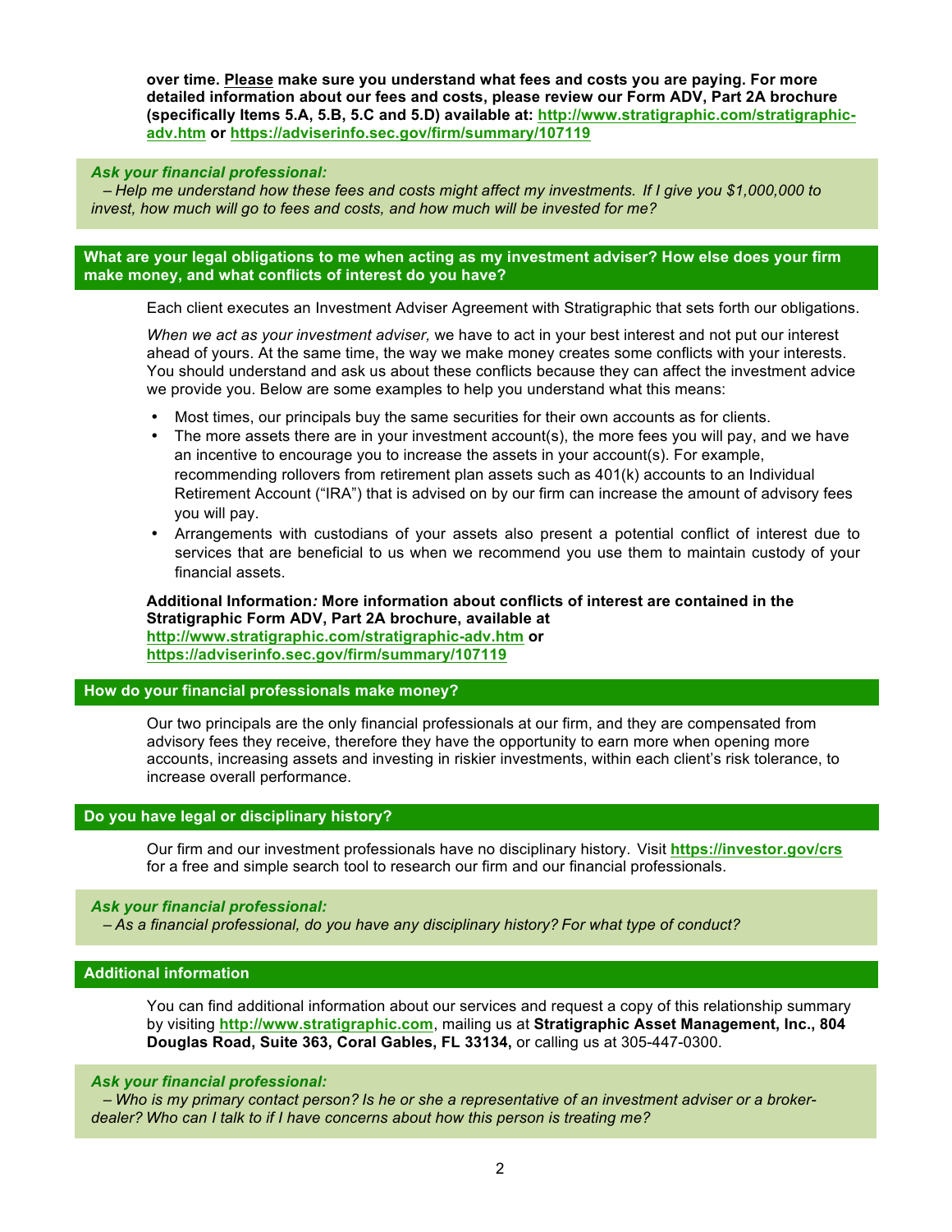**over time. Please make sure you understand what fees and costs you are paying. For more detailed information about our fees and costs, please review our Form ADV, Part 2A brochure (specifically Items 5.A, 5.B, 5.C and 5.D) available at: http://www.stratigraphic.com/stratigraphic-adv.htm or https://adviserinfo.sec.gov/firm/summary/107119**

***Ask your financial professional:***

*– Help me understand how these fees and costs might affect my investments. If I give you $1,000,000 to invest, how much will go to fees and costs, and how much will be invested for me?*

## What are your legal obligations to me when acting as my investment adviser? How else does your firm make money, and what conflicts of interest do you have?

Each client executes an Investment Adviser Agreement with Stratigraphic that sets forth our obligations.

*When we act as your investment adviser,* we have to act in your best interest and not put our interest ahead of yours. At the same time, the way we make money creates some conflicts with your interests. You should understand and ask us about these conflicts because they can affect the investment advice we provide you. Below are some examples to help you understand what this means:

- Most times, our principals buy the same securities for their own accounts as for clients.
- The more assets there are in your investment account(s), the more fees you will pay, and we have an incentive to encourage you to increase the assets in your account(s). For example, recommending rollovers from retirement plan assets such as 401(k) accounts to an Individual Retirement Account ("IRA") that is advised on by our firm can increase the amount of advisory fees you will pay.
- Arrangements with custodians of your assets also present a potential conflict of interest due to services that are beneficial to us when we recommend you use them to maintain custody of your financial assets.

**Additional Information*:* More information about conflicts of interest are contained in the Stratigraphic Form ADV, Part 2A brochure, available at http://www.stratigraphic.com/stratigraphic-adv.htm or https://adviserinfo.sec.gov/firm/summary/107119**

## How do your financial professionals make money?

Our two principals are the only financial professionals at our firm, and they are compensated from advisory fees they receive, therefore they have the opportunity to earn more when opening more accounts, increasing assets and investing in riskier investments, within each client's risk tolerance, to increase overall performance.

## Do you have legal or disciplinary history?

Our firm and our investment professionals have no disciplinary history. Visit **https://investor.gov/crs** for a free and simple search tool to research our firm and our financial professionals.

***Ask your financial professional:***

*– As a financial professional, do you have any disciplinary history? For what type of conduct?*

## Additional information

You can find additional information about our services and request a copy of this relationship summary by visiting **http://www.stratigraphic.com**, mailing us at **Stratigraphic Asset Management, Inc., 804 Douglas Road, Suite 363, Coral Gables, FL 33134,** or calling us at 305-447-0300.

***Ask your financial professional:***

*– Who is my primary contact person? Is he or she a representative of an investment adviser or a broker-dealer? Who can I talk to if I have concerns about how this person is treating me?*